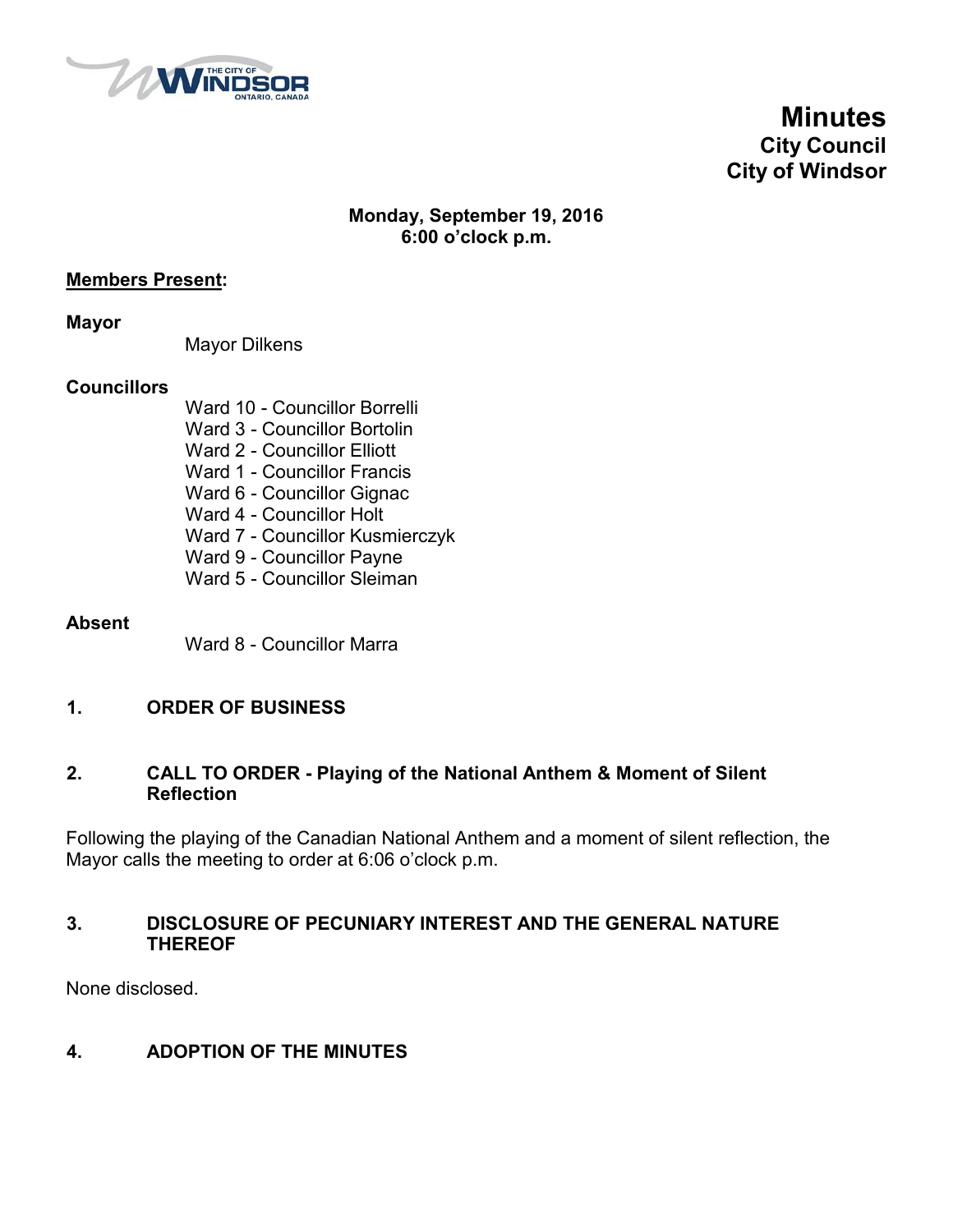# Minutes
## City Council
## City of Windsor

**Monday, September 19, 2016**
**6:00 o'clock p.m.**

**Members Present:**

**Mayor**

Mayor Dilkens

**Councillors**

Ward 10 - Councillor Borrelli
Ward 3 - Councillor Bortolin
Ward 2 - Councillor Elliott
Ward 1 - Councillor Francis
Ward 6 - Councillor Gignac
Ward 4 - Councillor Holt
Ward 7 - Councillor Kusmierczyk
Ward 9 - Councillor Payne
Ward 5 - Councillor Sleiman

**Absent**

Ward 8 - Councillor Marra

## 1. ORDER OF BUSINESS

## 2. CALL TO ORDER - Playing of the National Anthem & Moment of Silent Reflection

Following the playing of the Canadian National Anthem and a moment of silent reflection, the Mayor calls the meeting to order at 6:06 o'clock p.m.

## 3. DISCLOSURE OF PECUNIARY INTEREST AND THE GENERAL NATURE THEREOF

None disclosed.

## 4. ADOPTION OF THE MINUTES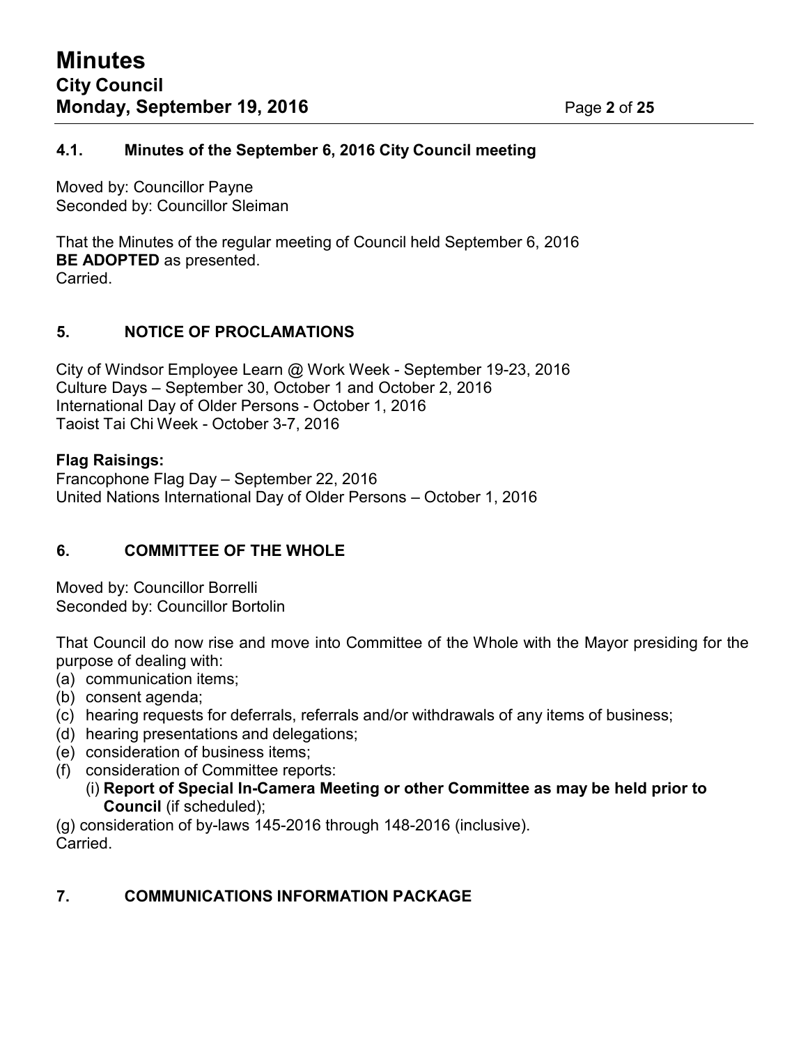### 4.1. Minutes of the September 6, 2016 City Council meeting

Moved by: Councillor Payne
Seconded by: Councillor Sleiman

That the Minutes of the regular meeting of Council held September 6, 2016 **BE ADOPTED** as presented.
Carried.

## 5. NOTICE OF PROCLAMATIONS

City of Windsor Employee Learn @ Work Week - September 19-23, 2016
Culture Days – September 30, October 1 and October 2, 2016
International Day of Older Persons - October 1, 2016
Taoist Tai Chi Week - October 3-7, 2016

**Flag Raisings:**
Francophone Flag Day – September 22, 2016
United Nations International Day of Older Persons – October 1, 2016

## 6. COMMITTEE OF THE WHOLE

Moved by: Councillor Borrelli
Seconded by: Councillor Bortolin

That Council do now rise and move into Committee of the Whole with the Mayor presiding for the purpose of dealing with:

(a) communication items;
(b) consent agenda;
(c) hearing requests for deferrals, referrals and/or withdrawals of any items of business;
(d) hearing presentations and delegations;
(e) consideration of business items;
(f) consideration of Committee reports:
  (i) **Report of Special In-Camera Meeting or other Committee as may be held prior to Council** (if scheduled);
(g) consideration of by-laws 145-2016 through 148-2016 (inclusive).

Carried.

## 7. COMMUNICATIONS INFORMATION PACKAGE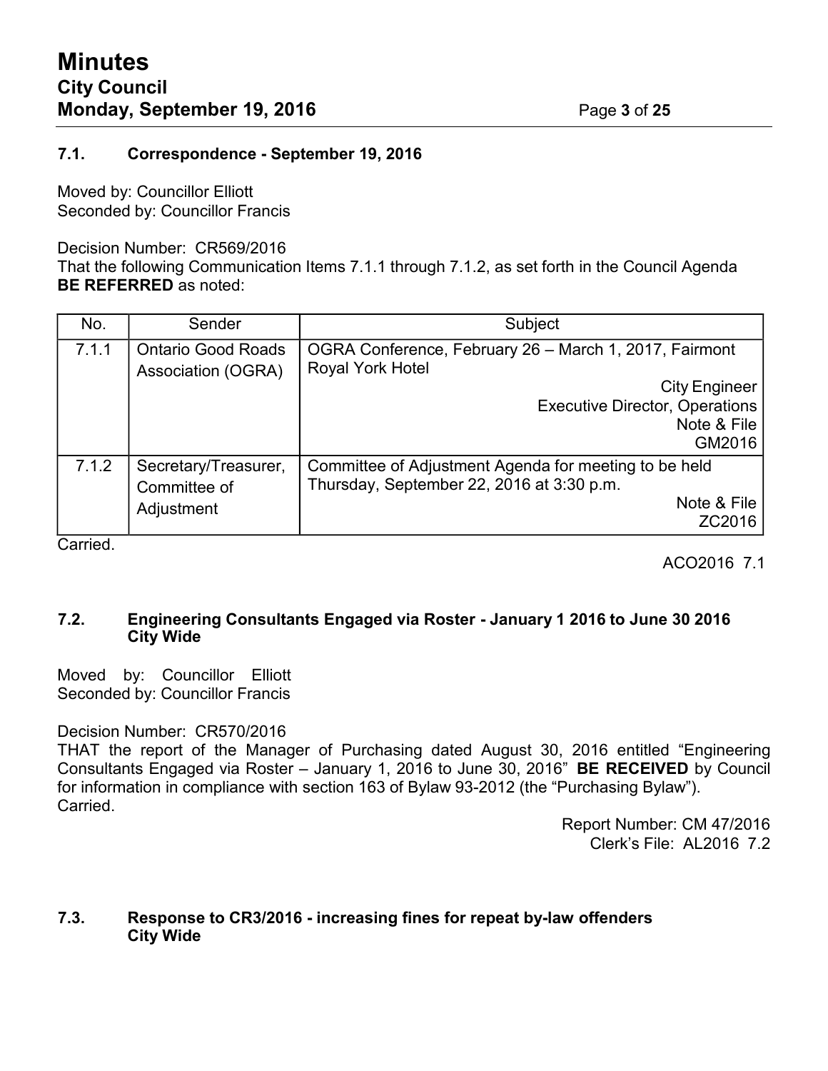### 7.1. Correspondence - September 19, 2016

Moved by: Councillor Elliott
Seconded by: Councillor Francis

Decision Number: CR569/2016
That the following Communication Items 7.1.1 through 7.1.2, as set forth in the Council Agenda **BE REFERRED** as noted:

| No. | Sender | Subject |
|---|---|---|
| 7.1.1 | Ontario Good Roads Association (OGRA) | OGRA Conference, February 26 – March 1, 2017, Fairmont Royal York Hotel<br>City Engineer<br>Executive Director, Operations<br>Note & File<br>GM2016 |
| 7.1.2 | Secretary/Treasurer, Committee of Adjustment | Committee of Adjustment Agenda for meeting to be held Thursday, September 22, 2016 at 3:30 p.m.<br>Note & File<br>ZC2016 |

Carried.

ACO2016 7.1

### 7.2. Engineering Consultants Engaged via Roster - January 1 2016 to June 30 2016 City Wide

Moved by: Councillor Elliott
Seconded by: Councillor Francis

Decision Number: CR570/2016
THAT the report of the Manager of Purchasing dated August 30, 2016 entitled "Engineering Consultants Engaged via Roster – January 1, 2016 to June 30, 2016" **BE RECEIVED** by Council for information in compliance with section 163 of Bylaw 93-2012 (the "Purchasing Bylaw").
Carried.

Report Number: CM 47/2016
Clerk's File: AL2016 7.2

### 7.3. Response to CR3/2016 - increasing fines for repeat by-law offenders City Wide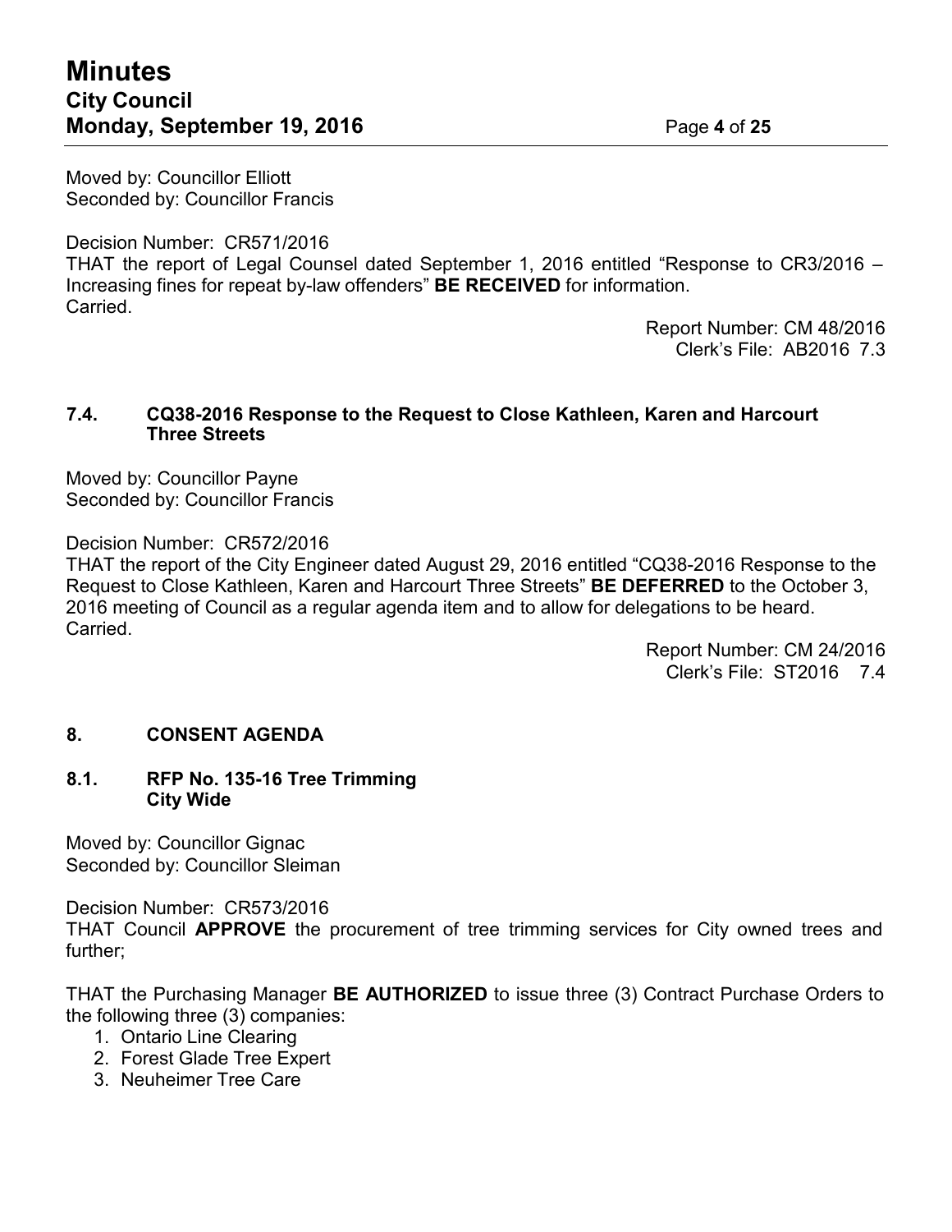Moved by: Councillor Elliott
Seconded by: Councillor Francis

Decision Number: CR571/2016
THAT the report of Legal Counsel dated September 1, 2016 entitled "Response to CR3/2016 – Increasing fines for repeat by-law offenders" **BE RECEIVED** for information.
Carried.

Report Number: CM 48/2016
Clerk's File: AB2016 7.3

### 7.4. CQ38-2016 Response to the Request to Close Kathleen, Karen and Harcourt Three Streets

Moved by: Councillor Payne
Seconded by: Councillor Francis

Decision Number: CR572/2016
THAT the report of the City Engineer dated August 29, 2016 entitled "CQ38-2016 Response to the Request to Close Kathleen, Karen and Harcourt Three Streets" **BE DEFERRED** to the October 3, 2016 meeting of Council as a regular agenda item and to allow for delegations to be heard.
Carried.

Report Number: CM 24/2016
Clerk's File: ST2016 7.4

## 8. CONSENT AGENDA

### 8.1. RFP No. 135-16 Tree Trimming City Wide

Moved by: Councillor Gignac
Seconded by: Councillor Sleiman

Decision Number: CR573/2016
THAT Council **APPROVE** the procurement of tree trimming services for City owned trees and further;

THAT the Purchasing Manager **BE AUTHORIZED** to issue three (3) Contract Purchase Orders to the following three (3) companies:

1. Ontario Line Clearing
2. Forest Glade Tree Expert
3. Neuheimer Tree Care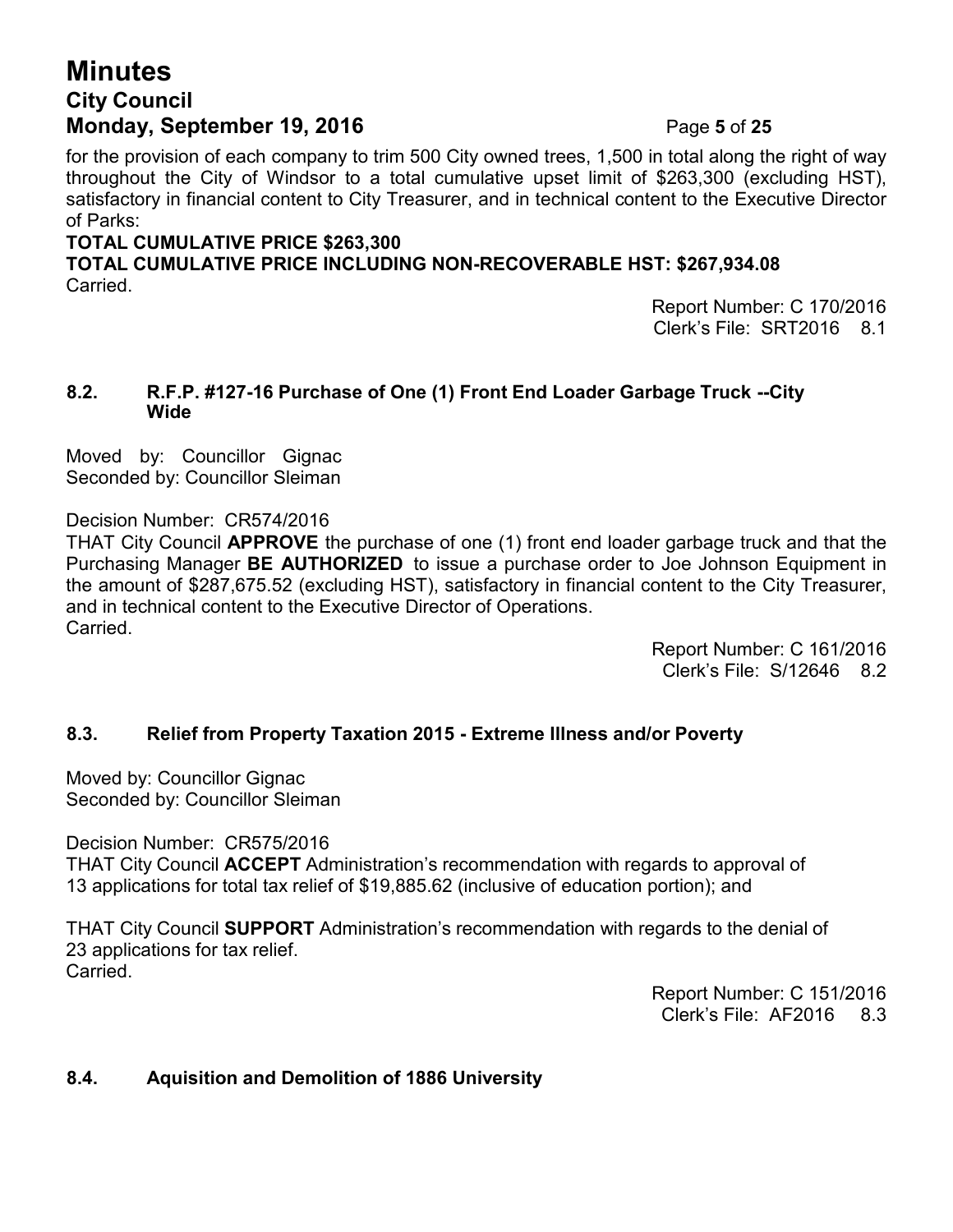for the provision of each company to trim 500 City owned trees, 1,500 in total along the right of way throughout the City of Windsor to a total cumulative upset limit of $263,300 (excluding HST), satisfactory in financial content to City Treasurer, and in technical content to the Executive Director of Parks:

**TOTAL CUMULATIVE PRICE $263,300**

**TOTAL CUMULATIVE PRICE INCLUDING NON-RECOVERABLE HST: $267,934.08**

Carried.

Report Number: C 170/2016
Clerk's File: SRT2016 8.1

### 8.2. R.F.P. #127-16 Purchase of One (1) Front End Loader Garbage Truck --City Wide

Moved by: Councillor Gignac
Seconded by: Councillor Sleiman

Decision Number: CR574/2016

THAT City Council **APPROVE** the purchase of one (1) front end loader garbage truck and that the Purchasing Manager **BE AUTHORIZED** to issue a purchase order to Joe Johnson Equipment in the amount of $287,675.52 (excluding HST), satisfactory in financial content to the City Treasurer, and in technical content to the Executive Director of Operations.

Carried.

Report Number: C 161/2016
Clerk's File: S/12646 8.2

### 8.3. Relief from Property Taxation 2015 - Extreme Illness and/or Poverty

Moved by: Councillor Gignac
Seconded by: Councillor Sleiman

Decision Number: CR575/2016

THAT City Council **ACCEPT** Administration's recommendation with regards to approval of 13 applications for total tax relief of $19,885.62 (inclusive of education portion); and

THAT City Council **SUPPORT** Administration's recommendation with regards to the denial of 23 applications for tax relief.

Carried.

Report Number: C 151/2016
Clerk's File: AF2016 8.3

### 8.4. Aquisition and Demolition of 1886 University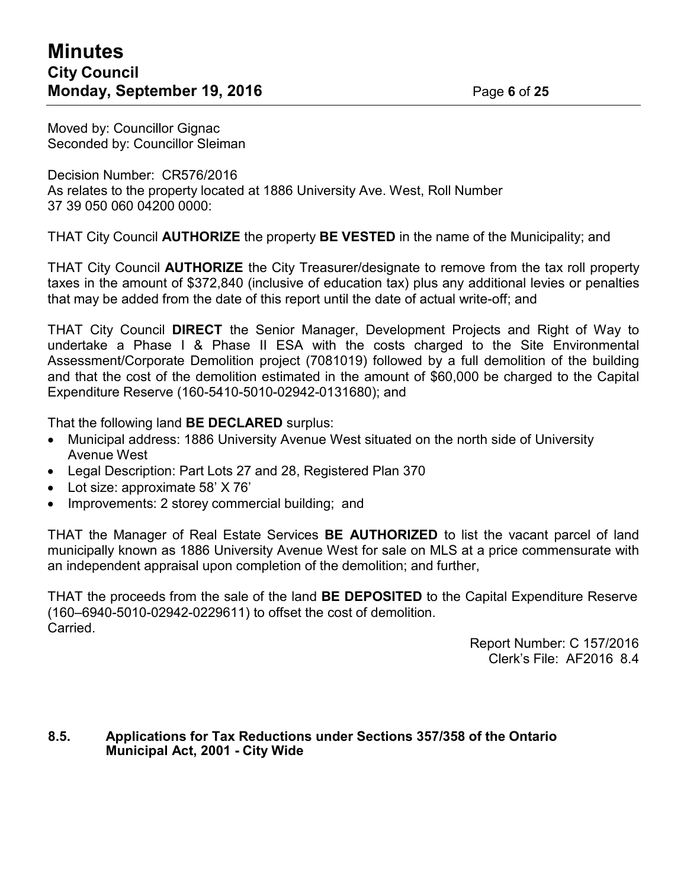Moved by: Councillor Gignac
Seconded by: Councillor Sleiman

Decision Number: CR576/2016
As relates to the property located at 1886 University Ave. West, Roll Number 37 39 050 060 04200 0000:

THAT City Council **AUTHORIZE** the property **BE VESTED** in the name of the Municipality; and

THAT City Council **AUTHORIZE** the City Treasurer/designate to remove from the tax roll property taxes in the amount of $372,840 (inclusive of education tax) plus any additional levies or penalties that may be added from the date of this report until the date of actual write-off; and

THAT City Council **DIRECT** the Senior Manager, Development Projects and Right of Way to undertake a Phase I & Phase II ESA with the costs charged to the Site Environmental Assessment/Corporate Demolition project (7081019) followed by a full demolition of the building and that the cost of the demolition estimated in the amount of $60,000 be charged to the Capital Expenditure Reserve (160-5410-5010-02942-0131680); and

That the following land **BE DECLARED** surplus:

- Municipal address: 1886 University Avenue West situated on the north side of University Avenue West
- Legal Description: Part Lots 27 and 28, Registered Plan 370
- Lot size: approximate 58' X 76'
- Improvements: 2 storey commercial building; and

THAT the Manager of Real Estate Services **BE AUTHORIZED** to list the vacant parcel of land municipally known as 1886 University Avenue West for sale on MLS at a price commensurate with an independent appraisal upon completion of the demolition; and further,

THAT the proceeds from the sale of the land **BE DEPOSITED** to the Capital Expenditure Reserve (160–6940-5010-02942-0229611) to offset the cost of demolition.
Carried.

Report Number: C 157/2016
Clerk's File: AF2016 8.4

### 8.5. Applications for Tax Reductions under Sections 357/358 of the Ontario Municipal Act, 2001 - City Wide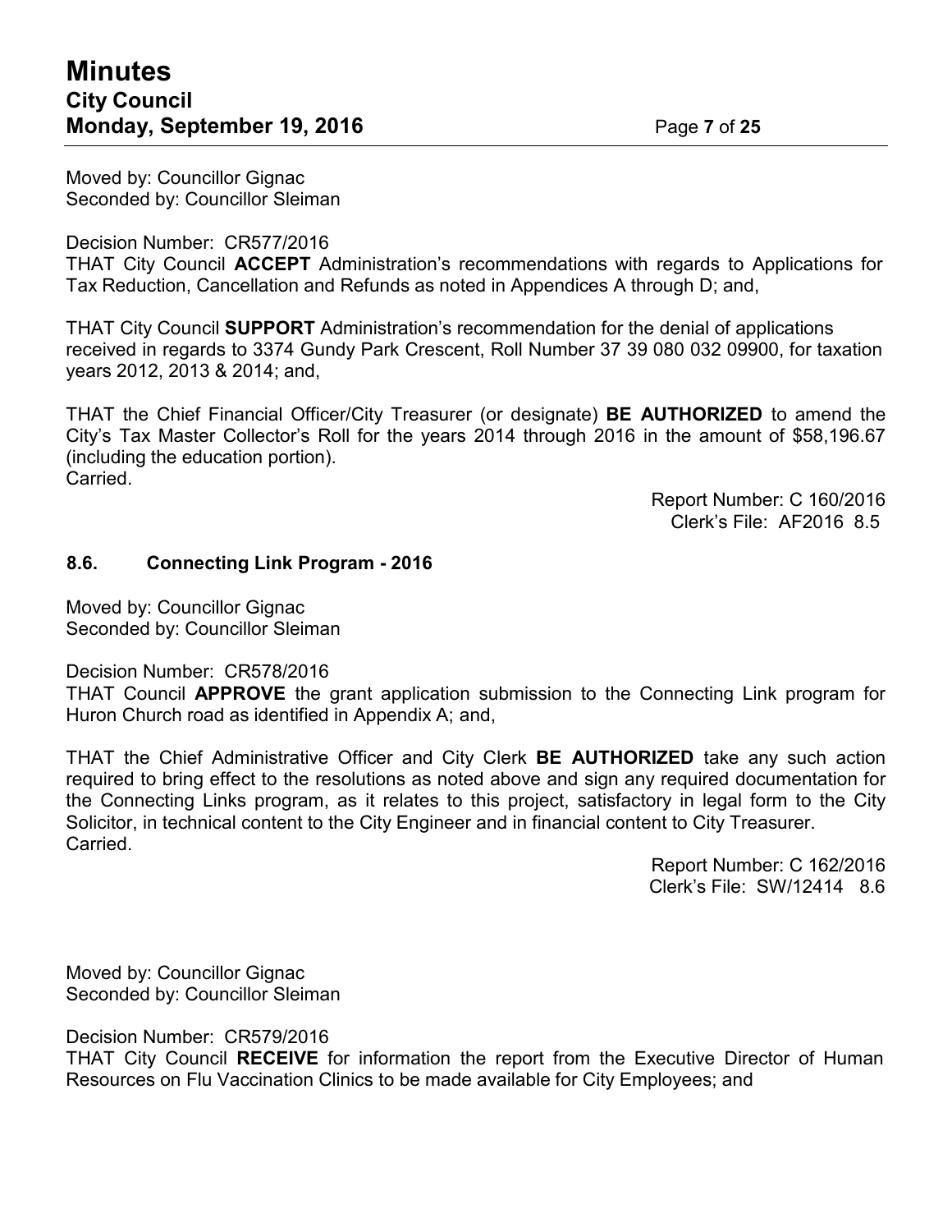Moved by: Councillor Gignac
Seconded by: Councillor Sleiman

Decision Number: CR577/2016
THAT City Council **ACCEPT** Administration's recommendations with regards to Applications for Tax Reduction, Cancellation and Refunds as noted in Appendices A through D; and,

THAT City Council **SUPPORT** Administration's recommendation for the denial of applications received in regards to 3374 Gundy Park Crescent, Roll Number 37 39 080 032 09900, for taxation years 2012, 2013 & 2014; and,

THAT the Chief Financial Officer/City Treasurer (or designate) **BE AUTHORIZED** to amend the City's Tax Master Collector's Roll for the years 2014 through 2016 in the amount of $58,196.67 (including the education portion).
Carried.

Report Number: C 160/2016
Clerk's File: AF2016 8.5

### 8.6. Connecting Link Program - 2016

Moved by: Councillor Gignac
Seconded by: Councillor Sleiman

Decision Number: CR578/2016
THAT Council **APPROVE** the grant application submission to the Connecting Link program for Huron Church road as identified in Appendix A; and,

THAT the Chief Administrative Officer and City Clerk **BE AUTHORIZED** take any such action required to bring effect to the resolutions as noted above and sign any required documentation for the Connecting Links program, as it relates to this project, satisfactory in legal form to the City Solicitor, in technical content to the City Engineer and in financial content to City Treasurer.
Carried.

Report Number: C 162/2016
Clerk's File: SW/12414 8.6

Moved by: Councillor Gignac
Seconded by: Councillor Sleiman

Decision Number: CR579/2016
THAT City Council **RECEIVE** for information the report from the Executive Director of Human Resources on Flu Vaccination Clinics to be made available for City Employees; and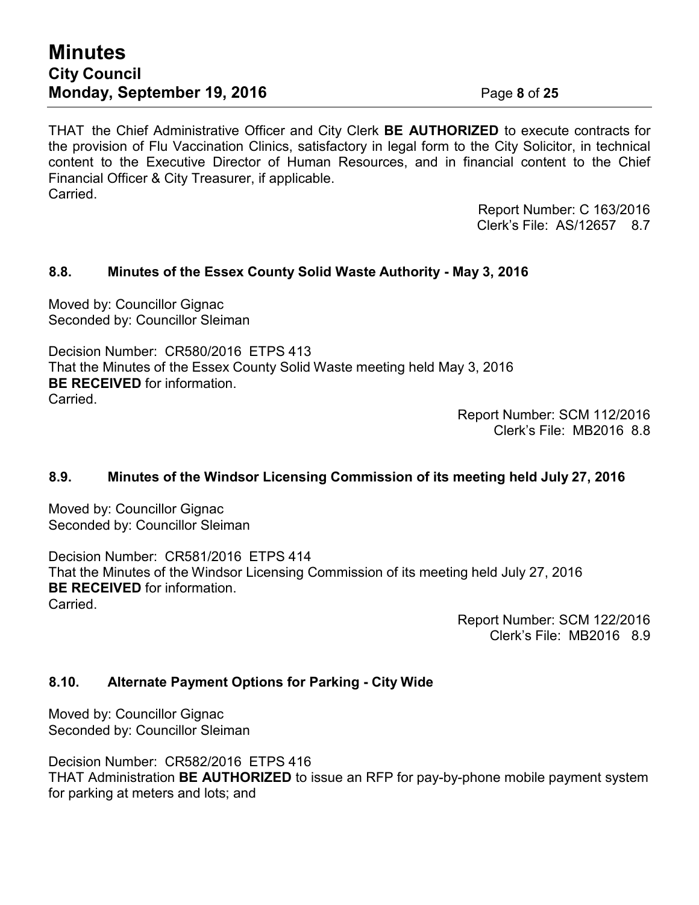THAT the Chief Administrative Officer and City Clerk **BE AUTHORIZED** to execute contracts for the provision of Flu Vaccination Clinics, satisfactory in legal form to the City Solicitor, in technical content to the Executive Director of Human Resources, and in financial content to the Chief Financial Officer & City Treasurer, if applicable.
Carried.

Report Number: C 163/2016
Clerk's File: AS/12657 8.7

### 8.8. Minutes of the Essex County Solid Waste Authority - May 3, 2016

Moved by: Councillor Gignac
Seconded by: Councillor Sleiman

Decision Number: CR580/2016 ETPS 413
That the Minutes of the Essex County Solid Waste meeting held May 3, 2016 **BE RECEIVED** for information.
Carried.

Report Number: SCM 112/2016
Clerk's File: MB2016 8.8

### 8.9. Minutes of the Windsor Licensing Commission of its meeting held July 27, 2016

Moved by: Councillor Gignac
Seconded by: Councillor Sleiman

Decision Number: CR581/2016 ETPS 414
That the Minutes of the Windsor Licensing Commission of its meeting held July 27, 2016 **BE RECEIVED** for information.
Carried.

Report Number: SCM 122/2016
Clerk's File: MB2016 8.9

### 8.10. Alternate Payment Options for Parking - City Wide

Moved by: Councillor Gignac
Seconded by: Councillor Sleiman

Decision Number: CR582/2016 ETPS 416
THAT Administration **BE AUTHORIZED** to issue an RFP for pay-by-phone mobile payment system for parking at meters and lots; and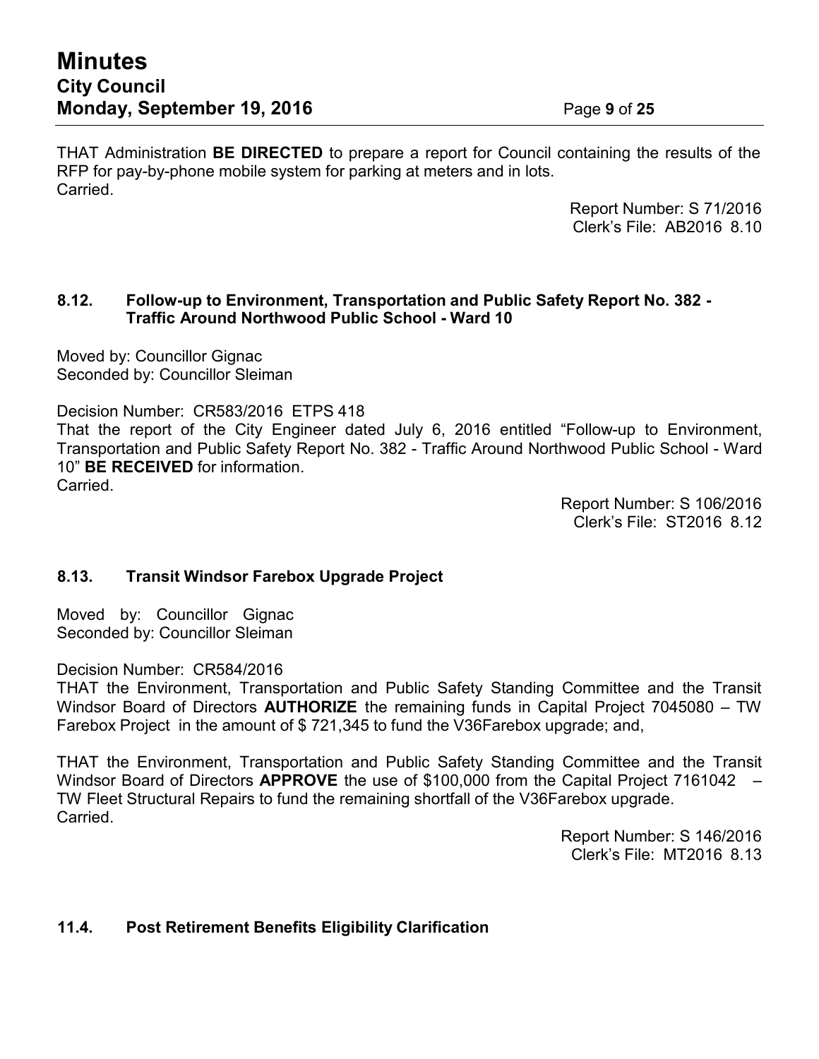THAT Administration **BE DIRECTED** to prepare a report for Council containing the results of the RFP for pay-by-phone mobile system for parking at meters and in lots.
Carried.

Report Number: S 71/2016
Clerk's File: AB2016 8.10

### 8.12. Follow-up to Environment, Transportation and Public Safety Report No. 382 - Traffic Around Northwood Public School - Ward 10

Moved by: Councillor Gignac
Seconded by: Councillor Sleiman

Decision Number: CR583/2016 ETPS 418
That the report of the City Engineer dated July 6, 2016 entitled "Follow-up to Environment, Transportation and Public Safety Report No. 382 - Traffic Around Northwood Public School - Ward 10" **BE RECEIVED** for information.
Carried.

Report Number: S 106/2016
Clerk's File: ST2016 8.12

### 8.13. Transit Windsor Farebox Upgrade Project

Moved by: Councillor Gignac
Seconded by: Councillor Sleiman

Decision Number: CR584/2016
THAT the Environment, Transportation and Public Safety Standing Committee and the Transit Windsor Board of Directors **AUTHORIZE** the remaining funds in Capital Project 7045080 – TW Farebox Project in the amount of $ 721,345 to fund the V36Farebox upgrade; and,

THAT the Environment, Transportation and Public Safety Standing Committee and the Transit Windsor Board of Directors **APPROVE** the use of $100,000 from the Capital Project 7161042 – TW Fleet Structural Repairs to fund the remaining shortfall of the V36Farebox upgrade.
Carried.

Report Number: S 146/2016
Clerk's File: MT2016 8.13

### 11.4. Post Retirement Benefits Eligibility Clarification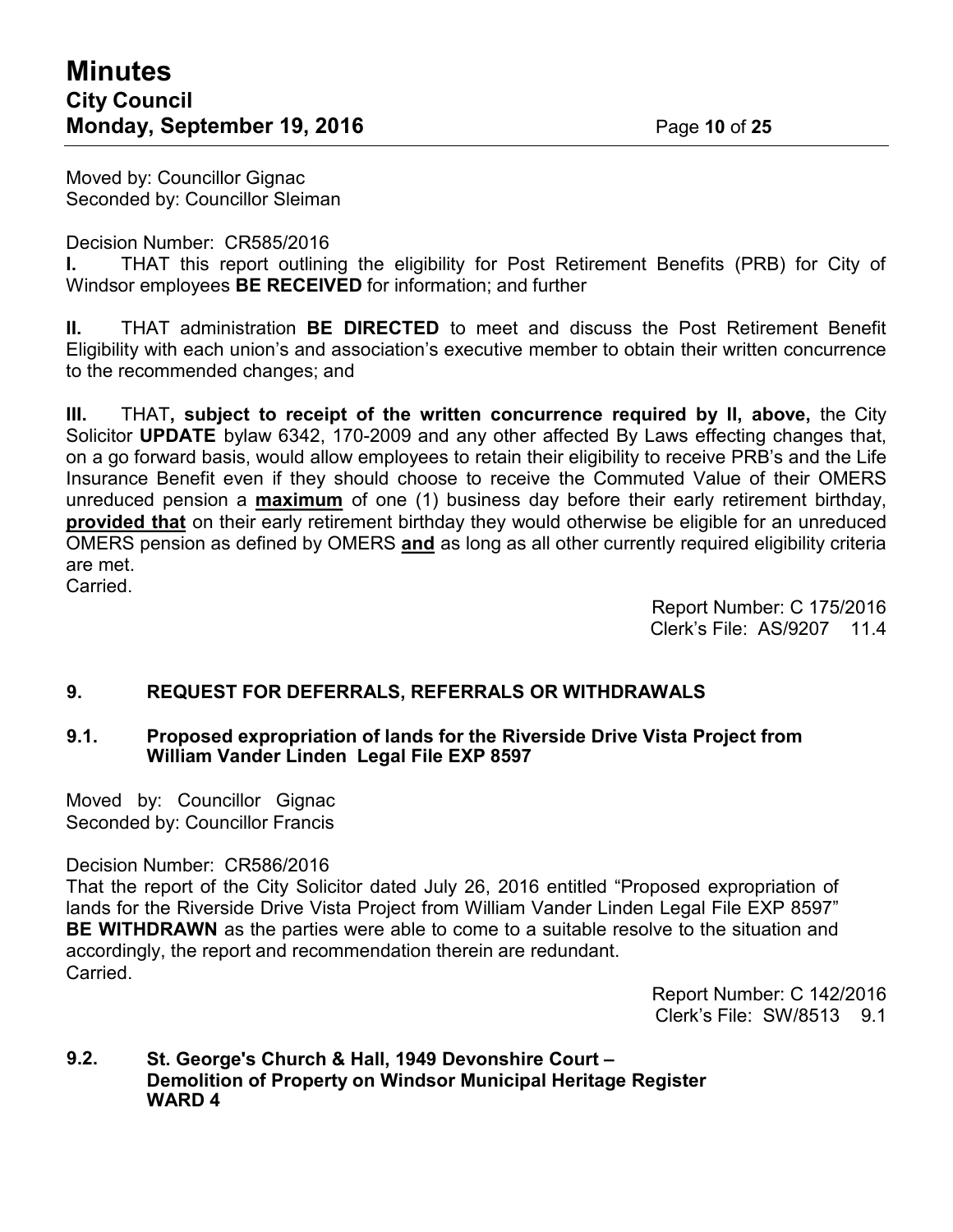Moved by: Councillor Gignac
Seconded by: Councillor Sleiman

Decision Number: CR585/2016

**I.** THAT this report outlining the eligibility for Post Retirement Benefits (PRB) for City of Windsor employees **BE RECEIVED** for information; and further

**II.** THAT administration **BE DIRECTED** to meet and discuss the Post Retirement Benefit Eligibility with each union's and association's executive member to obtain their written concurrence to the recommended changes; and

**III.** THAT**, subject to receipt of the written concurrence required by II, above,** the City Solicitor **UPDATE** bylaw 6342, 170-2009 and any other affected By Laws effecting changes that, on a go forward basis, would allow employees to retain their eligibility to receive PRB's and the Life Insurance Benefit even if they should choose to receive the Commuted Value of their OMERS unreduced pension a **maximum** of one (1) business day before their early retirement birthday, **provided that** on their early retirement birthday they would otherwise be eligible for an unreduced OMERS pension as defined by OMERS **and** as long as all other currently required eligibility criteria are met.

Carried.

Report Number: C 175/2016
Clerk's File: AS/9207 11.4

## 9. REQUEST FOR DEFERRALS, REFERRALS OR WITHDRAWALS

### 9.1. Proposed expropriation of lands for the Riverside Drive Vista Project from William Vander Linden Legal File EXP 8597

Moved by: Councillor Gignac
Seconded by: Councillor Francis

Decision Number: CR586/2016

That the report of the City Solicitor dated July 26, 2016 entitled "Proposed expropriation of lands for the Riverside Drive Vista Project from William Vander Linden Legal File EXP 8597" **BE WITHDRAWN** as the parties were able to come to a suitable resolve to the situation and accordingly, the report and recommendation therein are redundant.

Carried.

Report Number: C 142/2016
Clerk's File: SW/8513 9.1

### 9.2. St. George's Church & Hall, 1949 Devonshire Court – Demolition of Property on Windsor Municipal Heritage Register WARD 4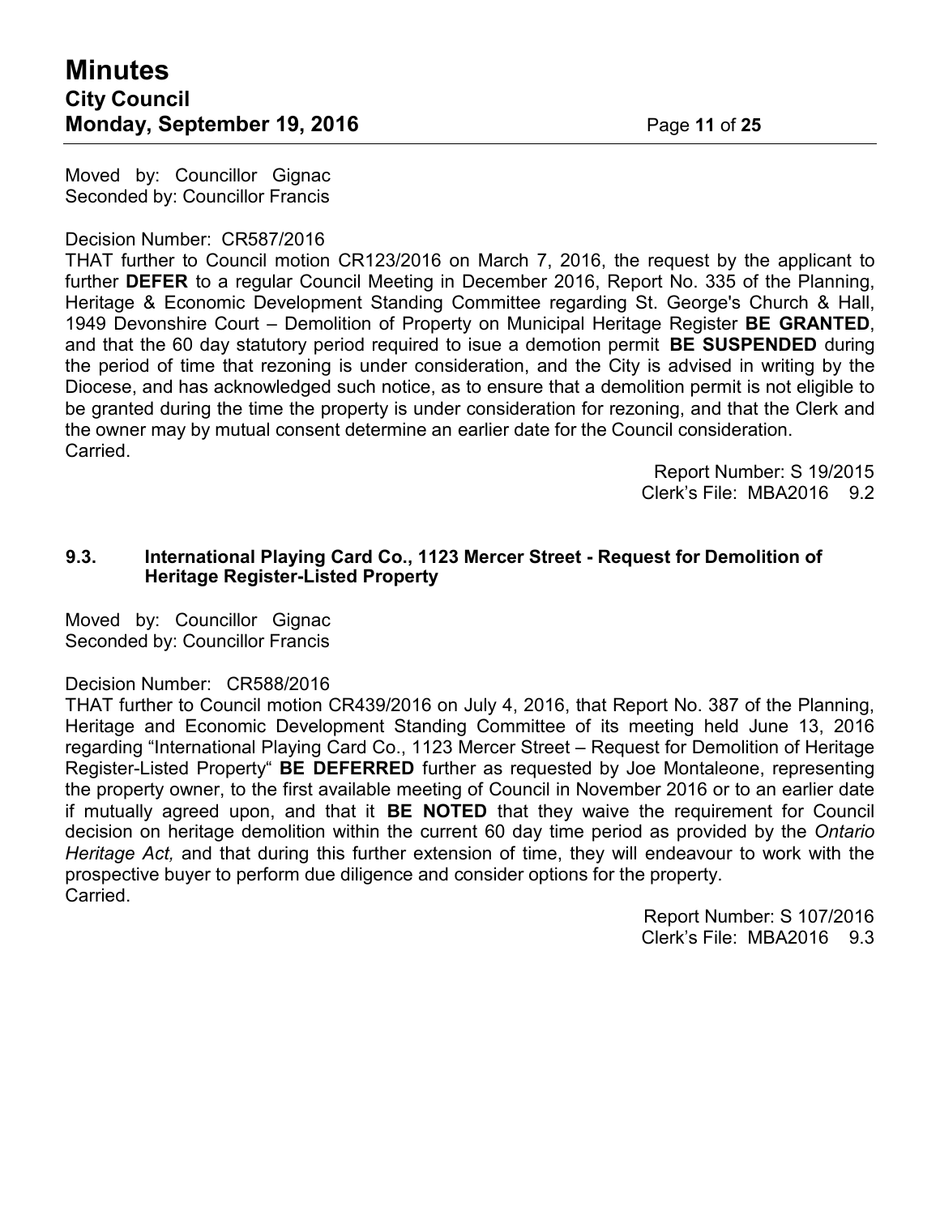Moved by: Councillor Gignac
Seconded by: Councillor Francis

Decision Number: CR587/2016
THAT further to Council motion CR123/2016 on March 7, 2016, the request by the applicant to further **DEFER** to a regular Council Meeting in December 2016, Report No. 335 of the Planning, Heritage & Economic Development Standing Committee regarding St. George's Church & Hall, 1949 Devonshire Court – Demolition of Property on Municipal Heritage Register **BE GRANTED**, and that the 60 day statutory period required to isue a demotion permit **BE SUSPENDED** during the period of time that rezoning is under consideration, and the City is advised in writing by the Diocese, and has acknowledged such notice, as to ensure that a demolition permit is not eligible to be granted during the time the property is under consideration for rezoning, and that the Clerk and the owner may by mutual consent determine an earlier date for the Council consideration.
Carried.

Report Number: S 19/2015
Clerk's File: MBA2016 9.2

### 9.3. International Playing Card Co., 1123 Mercer Street - Request for Demolition of Heritage Register-Listed Property

Moved by: Councillor Gignac
Seconded by: Councillor Francis

Decision Number: CR588/2016
THAT further to Council motion CR439/2016 on July 4, 2016, that Report No. 387 of the Planning, Heritage and Economic Development Standing Committee of its meeting held June 13, 2016 regarding "International Playing Card Co., 1123 Mercer Street – Request for Demolition of Heritage Register-Listed Property" **BE DEFERRED** further as requested by Joe Montaleone, representing the property owner, to the first available meeting of Council in November 2016 or to an earlier date if mutually agreed upon, and that it **BE NOTED** that they waive the requirement for Council decision on heritage demolition within the current 60 day time period as provided by the *Ontario Heritage Act,* and that during this further extension of time, they will endeavour to work with the prospective buyer to perform due diligence and consider options for the property.
Carried.

Report Number: S 107/2016
Clerk's File: MBA2016 9.3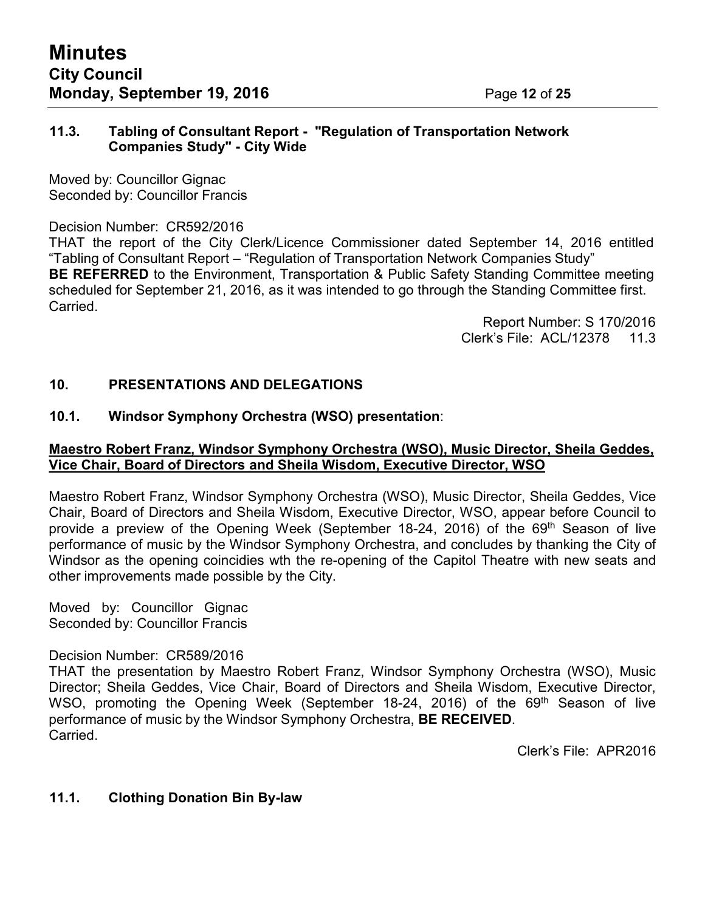### 11.3. Tabling of Consultant Report - "Regulation of Transportation Network Companies Study" - City Wide

Moved by: Councillor Gignac
Seconded by: Councillor Francis

Decision Number: CR592/2016
THAT the report of the City Clerk/Licence Commissioner dated September 14, 2016 entitled "Tabling of Consultant Report – "Regulation of Transportation Network Companies Study"
**BE REFERRED** to the Environment, Transportation & Public Safety Standing Committee meeting scheduled for September 21, 2016, as it was intended to go through the Standing Committee first.
Carried.

Report Number: S 170/2016
Clerk's File: ACL/12378 11.3

## 10. PRESENTATIONS AND DELEGATIONS

### 10.1. Windsor Symphony Orchestra (WSO) presentation:

**Maestro Robert Franz, Windsor Symphony Orchestra (WSO), Music Director, Sheila Geddes, Vice Chair, Board of Directors and Sheila Wisdom, Executive Director, WSO**

Maestro Robert Franz, Windsor Symphony Orchestra (WSO), Music Director, Sheila Geddes, Vice Chair, Board of Directors and Sheila Wisdom, Executive Director, WSO, appear before Council to provide a preview of the Opening Week (September 18-24, 2016) of the 69th Season of live performance of music by the Windsor Symphony Orchestra, and concludes by thanking the City of Windsor as the opening coincidies wth the re-opening of the Capitol Theatre with new seats and other improvements made possible by the City.

Moved by: Councillor Gignac
Seconded by: Councillor Francis

Decision Number: CR589/2016
THAT the presentation by Maestro Robert Franz, Windsor Symphony Orchestra (WSO), Music Director; Sheila Geddes, Vice Chair, Board of Directors and Sheila Wisdom, Executive Director, WSO, promoting the Opening Week (September 18-24, 2016) of the 69th Season of live performance of music by the Windsor Symphony Orchestra, **BE RECEIVED**.
Carried.

Clerk's File: APR2016

### 11.1. Clothing Donation Bin By-law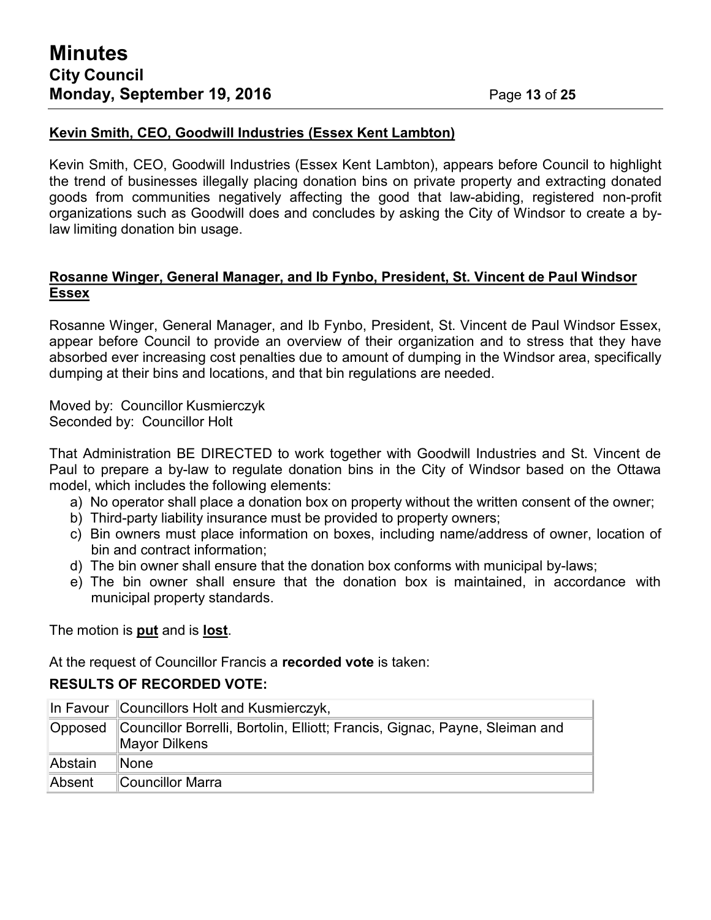**Kevin Smith, CEO, Goodwill Industries (Essex Kent Lambton)**

Kevin Smith, CEO, Goodwill Industries (Essex Kent Lambton), appears before Council to highlight the trend of businesses illegally placing donation bins on private property and extracting donated goods from communities negatively affecting the good that law-abiding, registered non-profit organizations such as Goodwill does and concludes by asking the City of Windsor to create a by-law limiting donation bin usage.

**Rosanne Winger, General Manager, and Ib Fynbo, President, St. Vincent de Paul Windsor Essex**

Rosanne Winger, General Manager, and Ib Fynbo, President, St. Vincent de Paul Windsor Essex, appear before Council to provide an overview of their organization and to stress that they have absorbed ever increasing cost penalties due to amount of dumping in the Windsor area, specifically dumping at their bins and locations, and that bin regulations are needed.

Moved by: Councillor Kusmierczyk
Seconded by: Councillor Holt

That Administration BE DIRECTED to work together with Goodwill Industries and St. Vincent de Paul to prepare a by-law to regulate donation bins in the City of Windsor based on the Ottawa model, which includes the following elements:

a) No operator shall place a donation box on property without the written consent of the owner;
b) Third-party liability insurance must be provided to property owners;
c) Bin owners must place information on boxes, including name/address of owner, location of bin and contract information;
d) The bin owner shall ensure that the donation box conforms with municipal by-laws;
e) The bin owner shall ensure that the donation box is maintained, in accordance with municipal property standards.

The motion is **put** and is **lost**.

At the request of Councillor Francis a **recorded vote** is taken:

**RESULTS OF RECORDED VOTE:**

| | |
|---|---|
| In Favour | Councillors Holt and Kusmierczyk, |
| Opposed | Councillor Borrelli, Bortolin, Elliott; Francis, Gignac, Payne, Sleiman and Mayor Dilkens |
| Abstain | None |
| Absent | Councillor Marra |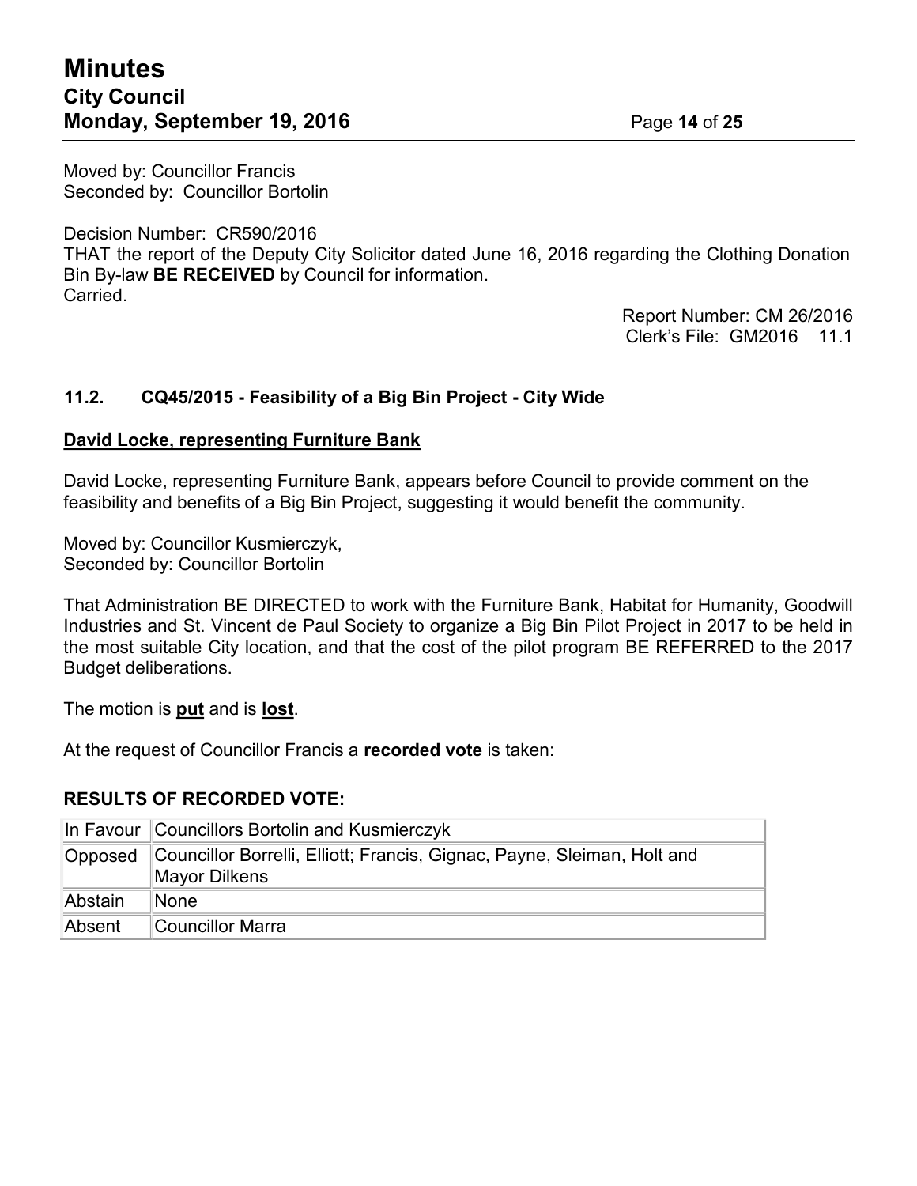Moved by: Councillor Francis
Seconded by: Councillor Bortolin

Decision Number: CR590/2016
THAT the report of the Deputy City Solicitor dated June 16, 2016 regarding the Clothing Donation Bin By-law **BE RECEIVED** by Council for information.
Carried.

Report Number: CM 26/2016
Clerk's File: GM2016 11.1

### 11.2. CQ45/2015 - Feasibility of a Big Bin Project - City Wide

**David Locke, representing Furniture Bank**

David Locke, representing Furniture Bank, appears before Council to provide comment on the feasibility and benefits of a Big Bin Project, suggesting it would benefit the community.

Moved by: Councillor Kusmierczyk,
Seconded by: Councillor Bortolin

That Administration BE DIRECTED to work with the Furniture Bank, Habitat for Humanity, Goodwill Industries and St. Vincent de Paul Society to organize a Big Bin Pilot Project in 2017 to be held in the most suitable City location, and that the cost of the pilot program BE REFERRED to the 2017 Budget deliberations.

The motion is **put** and is **lost**.

At the request of Councillor Francis a **recorded vote** is taken:

**RESULTS OF RECORDED VOTE:**

| | |
|---|---|
| In Favour | Councillors Bortolin and Kusmierczyk |
| Opposed | Councillor Borrelli, Elliott; Francis, Gignac, Payne, Sleiman, Holt and Mayor Dilkens |
| Abstain | None |
| Absent | Councillor Marra |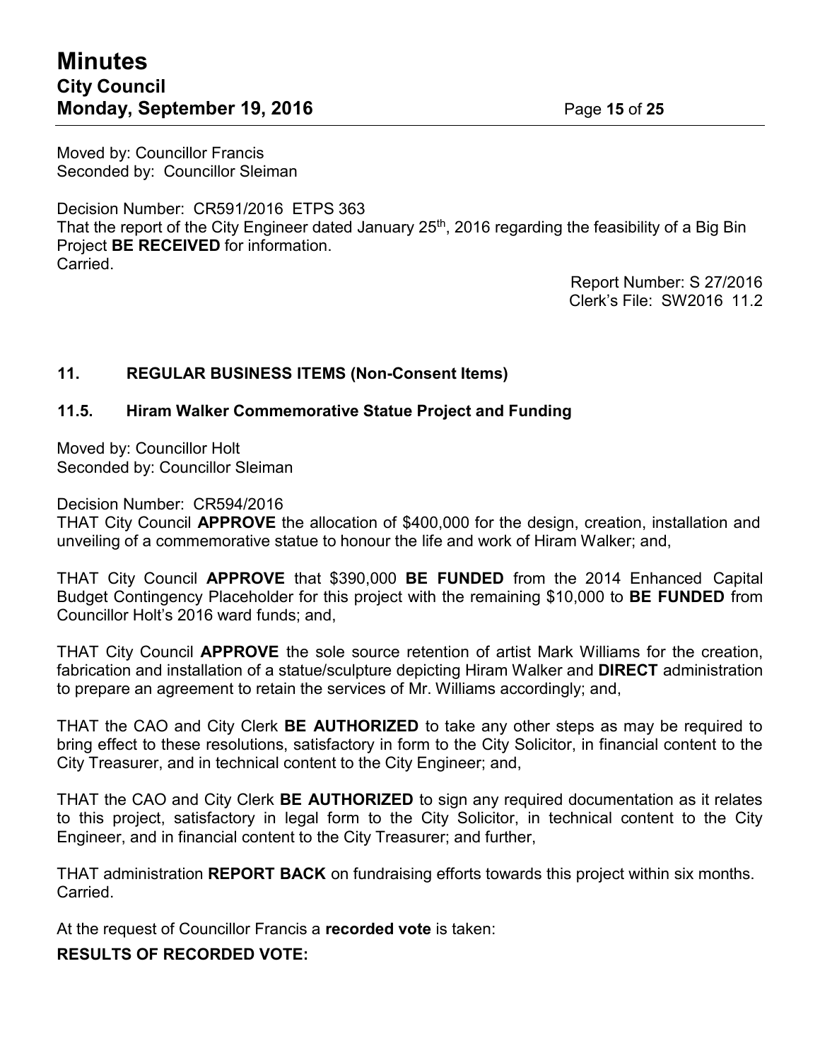Moved by: Councillor Francis
Seconded by: Councillor Sleiman

Decision Number: CR591/2016 ETPS 363
That the report of the City Engineer dated January 25th, 2016 regarding the feasibility of a Big Bin Project **BE RECEIVED** for information.
Carried.

Report Number: S 27/2016
Clerk's File: SW2016 11.2

## 11. REGULAR BUSINESS ITEMS (Non-Consent Items)

### 11.5. Hiram Walker Commemorative Statue Project and Funding

Moved by: Councillor Holt
Seconded by: Councillor Sleiman

Decision Number: CR594/2016
THAT City Council **APPROVE** the allocation of $400,000 for the design, creation, installation and unveiling of a commemorative statue to honour the life and work of Hiram Walker; and,

THAT City Council **APPROVE** that $390,000 **BE FUNDED** from the 2014 Enhanced Capital Budget Contingency Placeholder for this project with the remaining $10,000 to **BE FUNDED** from Councillor Holt's 2016 ward funds; and,

THAT City Council **APPROVE** the sole source retention of artist Mark Williams for the creation, fabrication and installation of a statue/sculpture depicting Hiram Walker and **DIRECT** administration to prepare an agreement to retain the services of Mr. Williams accordingly; and,

THAT the CAO and City Clerk **BE AUTHORIZED** to take any other steps as may be required to bring effect to these resolutions, satisfactory in form to the City Solicitor, in financial content to the City Treasurer, and in technical content to the City Engineer; and,

THAT the CAO and City Clerk **BE AUTHORIZED** to sign any required documentation as it relates to this project, satisfactory in legal form to the City Solicitor, in technical content to the City Engineer, and in financial content to the City Treasurer; and further,

THAT administration **REPORT BACK** on fundraising efforts towards this project within six months.
Carried.

At the request of Councillor Francis a **recorded vote** is taken:

**RESULTS OF RECORDED VOTE:**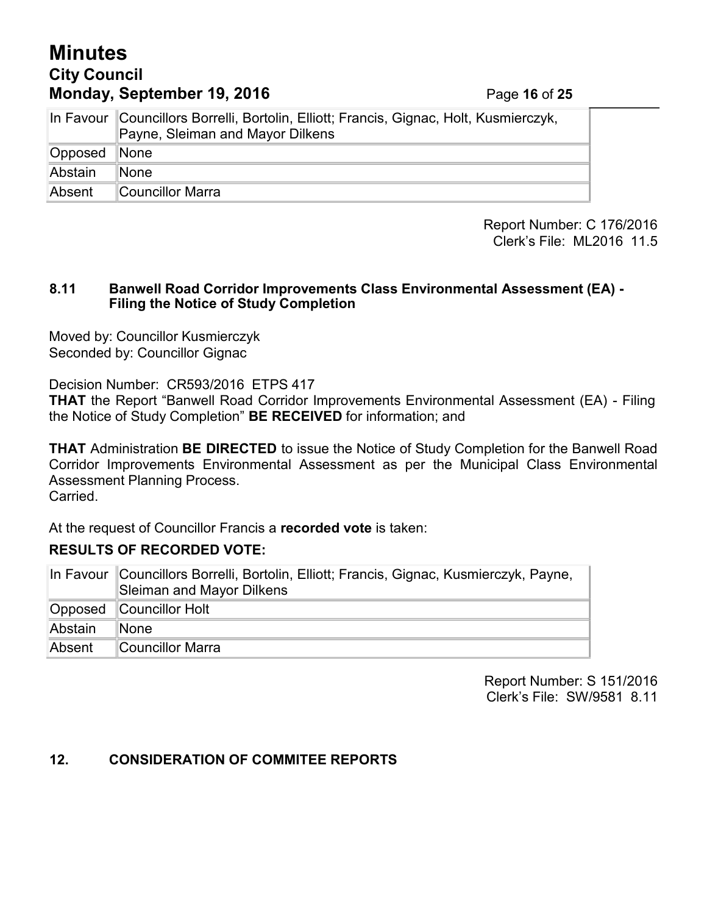| In Favour | Councillors Borrelli, Bortolin, Elliott; Francis, Gignac, Holt, Kusmierczyk, Payne, Sleiman and Mayor Dilkens |
|---|---|
| Opposed | None |
| Abstain | None |
| Absent | Councillor Marra |

Report Number: C 176/2016
Clerk's File: ML2016 11.5

### 8.11 Banwell Road Corridor Improvements Class Environmental Assessment (EA) - Filing the Notice of Study Completion

Moved by: Councillor Kusmierczyk
Seconded by: Councillor Gignac

Decision Number: CR593/2016 ETPS 417
**THAT** the Report "Banwell Road Corridor Improvements Environmental Assessment (EA) - Filing the Notice of Study Completion" **BE RECEIVED** for information; and

**THAT** Administration **BE DIRECTED** to issue the Notice of Study Completion for the Banwell Road Corridor Improvements Environmental Assessment as per the Municipal Class Environmental Assessment Planning Process.
Carried.

At the request of Councillor Francis a **recorded vote** is taken:

**RESULTS OF RECORDED VOTE:**

| In Favour | Councillors Borrelli, Bortolin, Elliott; Francis, Gignac, Kusmierczyk, Payne, Sleiman and Mayor Dilkens |
|---|---|
| Opposed | Councillor Holt |
| Abstain | None |
| Absent | Councillor Marra |

Report Number: S 151/2016
Clerk's File: SW/9581 8.11

## 12. CONSIDERATION OF COMMITEE REPORTS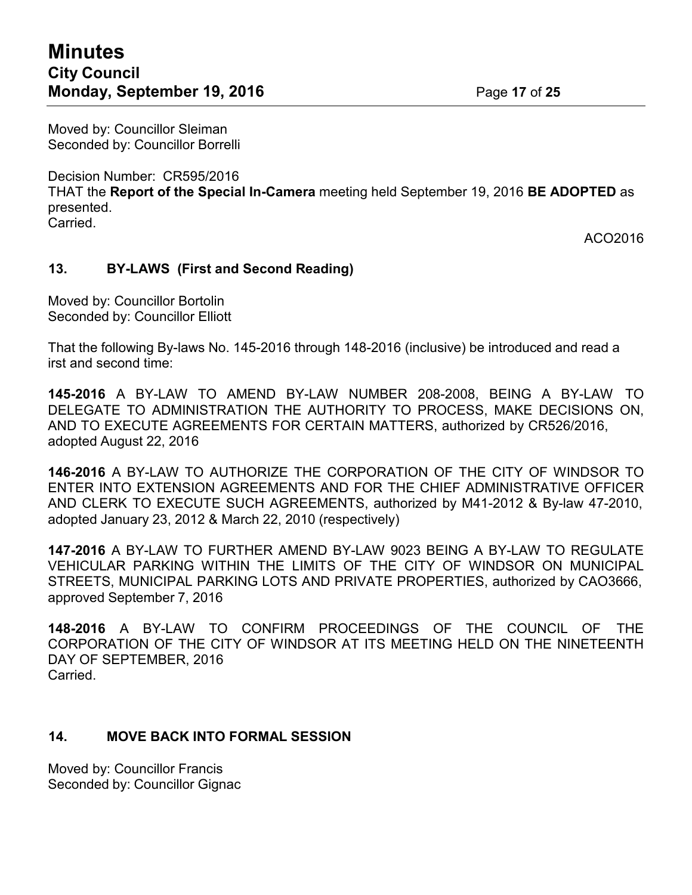Moved by: Councillor Sleiman
Seconded by: Councillor Borrelli

Decision Number: CR595/2016
THAT the **Report of the Special In-Camera** meeting held September 19, 2016 **BE ADOPTED** as presented.
Carried.

ACO2016

## 13. BY-LAWS (First and Second Reading)

Moved by: Councillor Bortolin
Seconded by: Councillor Elliott

That the following By-laws No. 145-2016 through 148-2016 (inclusive) be introduced and read a irst and second time:

**145-2016** A BY-LAW TO AMEND BY-LAW NUMBER 208-2008, BEING A BY-LAW TO DELEGATE TO ADMINISTRATION THE AUTHORITY TO PROCESS, MAKE DECISIONS ON, AND TO EXECUTE AGREEMENTS FOR CERTAIN MATTERS, authorized by CR526/2016, adopted August 22, 2016

**146-2016** A BY-LAW TO AUTHORIZE THE CORPORATION OF THE CITY OF WINDSOR TO ENTER INTO EXTENSION AGREEMENTS AND FOR THE CHIEF ADMINISTRATIVE OFFICER AND CLERK TO EXECUTE SUCH AGREEMENTS, authorized by M41-2012 & By-law 47-2010, adopted January 23, 2012 & March 22, 2010 (respectively)

**147-2016** A BY-LAW TO FURTHER AMEND BY-LAW 9023 BEING A BY-LAW TO REGULATE VEHICULAR PARKING WITHIN THE LIMITS OF THE CITY OF WINDSOR ON MUNICIPAL STREETS, MUNICIPAL PARKING LOTS AND PRIVATE PROPERTIES, authorized by CAO3666, approved September 7, 2016

**148-2016** A BY-LAW TO CONFIRM PROCEEDINGS OF THE COUNCIL OF THE CORPORATION OF THE CITY OF WINDSOR AT ITS MEETING HELD ON THE NINETEENTH DAY OF SEPTEMBER, 2016
Carried.

## 14. MOVE BACK INTO FORMAL SESSION

Moved by: Councillor Francis
Seconded by: Councillor Gignac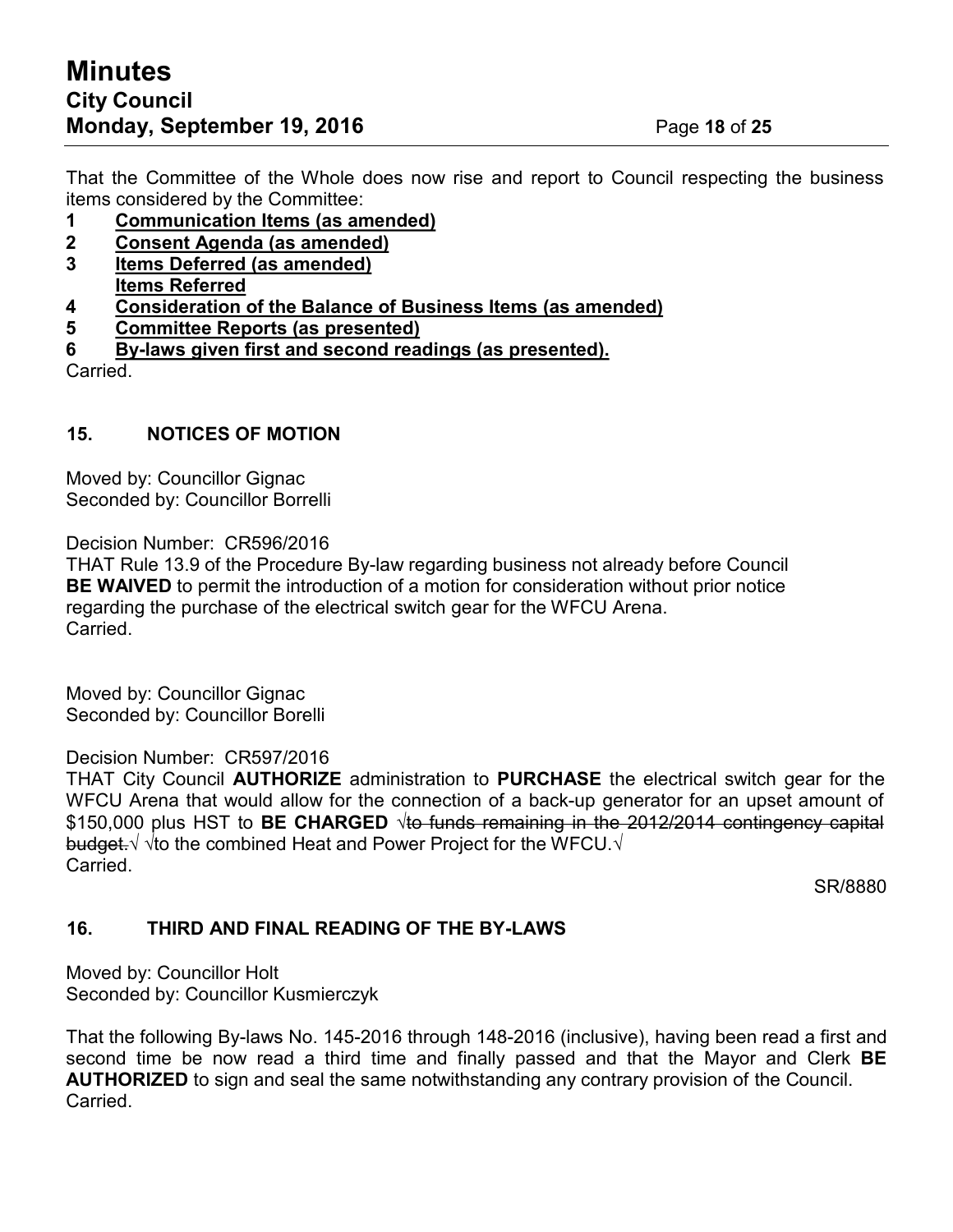That the Committee of the Whole does now rise and report to Council respecting the business items considered by the Committee:

**1 Communication Items (as amended)**
**2 Consent Agenda (as amended)**
**3 Items Deferred (as amended)**
**Items Referred**
**4 Consideration of the Balance of Business Items (as amended)**
**5 Committee Reports (as presented)**
**6 By-laws given first and second readings (as presented).**

Carried.

## 15. NOTICES OF MOTION

Moved by: Councillor Gignac
Seconded by: Councillor Borrelli

Decision Number: CR596/2016
THAT Rule 13.9 of the Procedure By-law regarding business not already before Council **BE WAIVED** to permit the introduction of a motion for consideration without prior notice regarding the purchase of the electrical switch gear for the WFCU Arena.
Carried.

Moved by: Councillor Gignac
Seconded by: Councillor Borelli

Decision Number: CR597/2016
THAT City Council **AUTHORIZE** administration to **PURCHASE** the electrical switch gear for the WFCU Arena that would allow for the connection of a back-up generator for an upset amount of $150,000 plus HST to **BE CHARGED** √~~to funds remaining in the 2012/2014 contingency capital budget.~~√ √to the combined Heat and Power Project for the WFCU.√
Carried.

SR/8880

## 16. THIRD AND FINAL READING OF THE BY-LAWS

Moved by: Councillor Holt
Seconded by: Councillor Kusmierczyk

That the following By-laws No. 145-2016 through 148-2016 (inclusive), having been read a first and second time be now read a third time and finally passed and that the Mayor and Clerk **BE AUTHORIZED** to sign and seal the same notwithstanding any contrary provision of the Council.
Carried.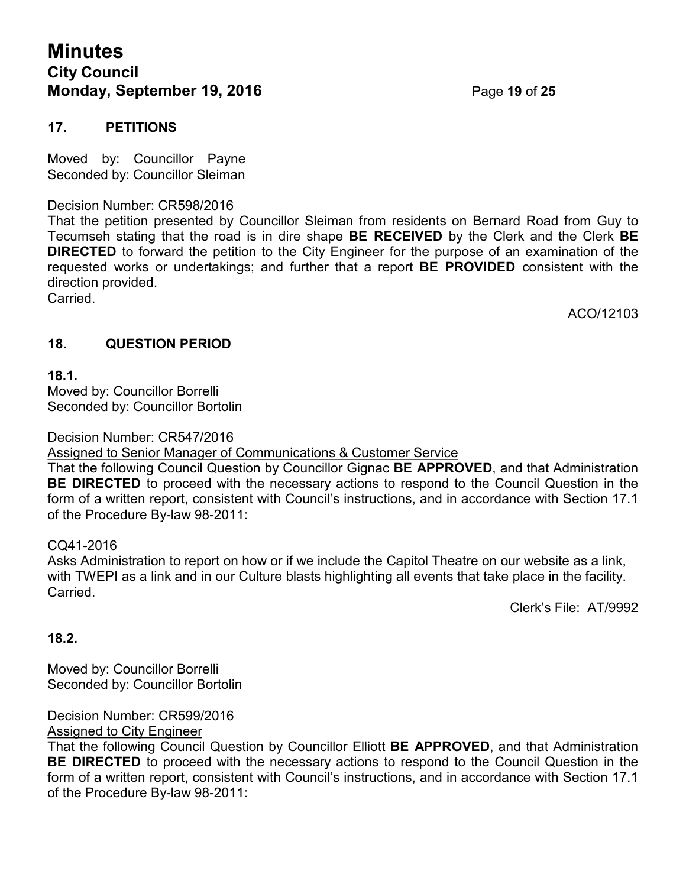## 17. PETITIONS

Moved by: Councillor Payne
Seconded by: Councillor Sleiman

Decision Number: CR598/2016
That the petition presented by Councillor Sleiman from residents on Bernard Road from Guy to Tecumseh stating that the road is in dire shape **BE RECEIVED** by the Clerk and the Clerk **BE DIRECTED** to forward the petition to the City Engineer for the purpose of an examination of the requested works or undertakings; and further that a report **BE PROVIDED** consistent with the direction provided.
Carried.

ACO/12103

## 18. QUESTION PERIOD

**18.1.**
Moved by: Councillor Borrelli
Seconded by: Councillor Bortolin

Decision Number: CR547/2016
Assigned to Senior Manager of Communications & Customer Service
That the following Council Question by Councillor Gignac **BE APPROVED**, and that Administration **BE DIRECTED** to proceed with the necessary actions to respond to the Council Question in the form of a written report, consistent with Council's instructions, and in accordance with Section 17.1 of the Procedure By-law 98-2011:

CQ41-2016
Asks Administration to report on how or if we include the Capitol Theatre on our website as a link, with TWEPI as a link and in our Culture blasts highlighting all events that take place in the facility.
Carried.

Clerk's File: AT/9992

**18.2.**

Moved by: Councillor Borrelli
Seconded by: Councillor Bortolin

Decision Number: CR599/2016
Assigned to City Engineer
That the following Council Question by Councillor Elliott **BE APPROVED**, and that Administration **BE DIRECTED** to proceed with the necessary actions to respond to the Council Question in the form of a written report, consistent with Council's instructions, and in accordance with Section 17.1 of the Procedure By-law 98-2011: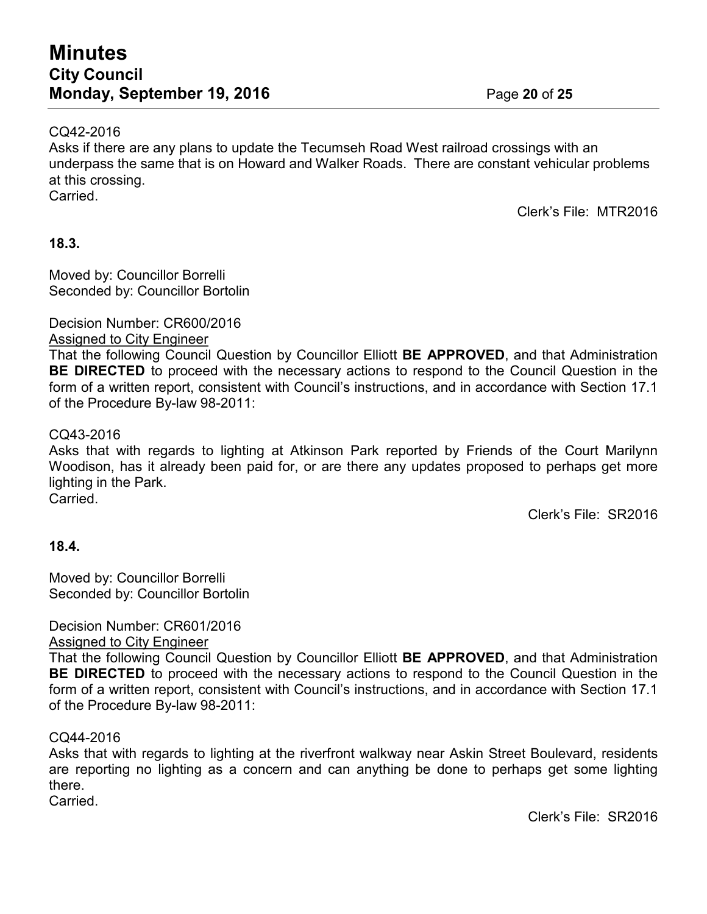CQ42-2016
Asks if there are any plans to update the Tecumseh Road West railroad crossings with an underpass the same that is on Howard and Walker Roads. There are constant vehicular problems at this crossing.
Carried.

Clerk's File: MTR2016

**18.3.**

Moved by: Councillor Borrelli
Seconded by: Councillor Bortolin

Decision Number: CR600/2016
Assigned to City Engineer
That the following Council Question by Councillor Elliott **BE APPROVED**, and that Administration **BE DIRECTED** to proceed with the necessary actions to respond to the Council Question in the form of a written report, consistent with Council's instructions, and in accordance with Section 17.1 of the Procedure By-law 98-2011:

CQ43-2016
Asks that with regards to lighting at Atkinson Park reported by Friends of the Court Marilynn Woodison, has it already been paid for, or are there any updates proposed to perhaps get more lighting in the Park.
Carried.

Clerk's File: SR2016

**18.4.**

Moved by: Councillor Borrelli
Seconded by: Councillor Bortolin

Decision Number: CR601/2016
Assigned to City Engineer
That the following Council Question by Councillor Elliott **BE APPROVED**, and that Administration **BE DIRECTED** to proceed with the necessary actions to respond to the Council Question in the form of a written report, consistent with Council's instructions, and in accordance with Section 17.1 of the Procedure By-law 98-2011:

CQ44-2016
Asks that with regards to lighting at the riverfront walkway near Askin Street Boulevard, residents are reporting no lighting as a concern and can anything be done to perhaps get some lighting there.
Carried.

Clerk's File: SR2016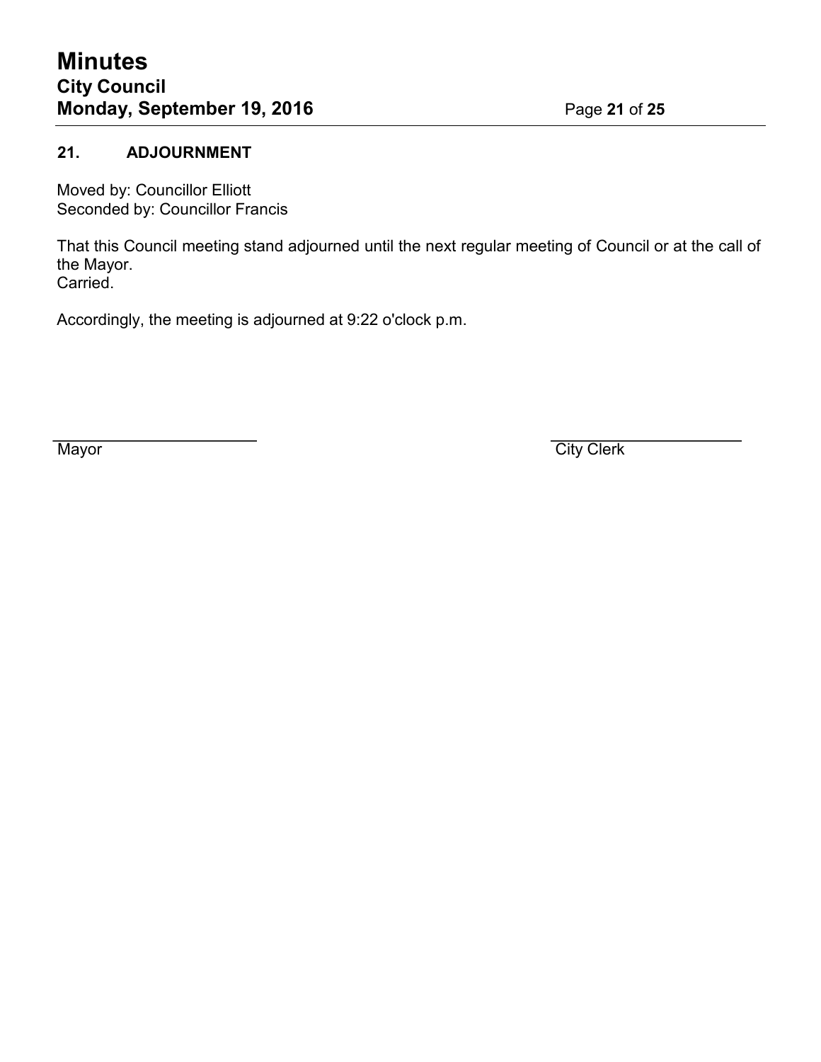## 21. ADJOURNMENT

Moved by: Councillor Elliott
Seconded by: Councillor Francis

That this Council meeting stand adjourned until the next regular meeting of Council or at the call of the Mayor.
Carried.

Accordingly, the meeting is adjourned at 9:22 o'clock p.m.

\_\_\_\_\_\_\_\_\_\_\_\_\_\_\_\_\_\_\_\_\_\_
Mayor

\_\_\_\_\_\_\_\_\_\_\_\_\_\_\_\_\_\_\_\_\_\_
City Clerk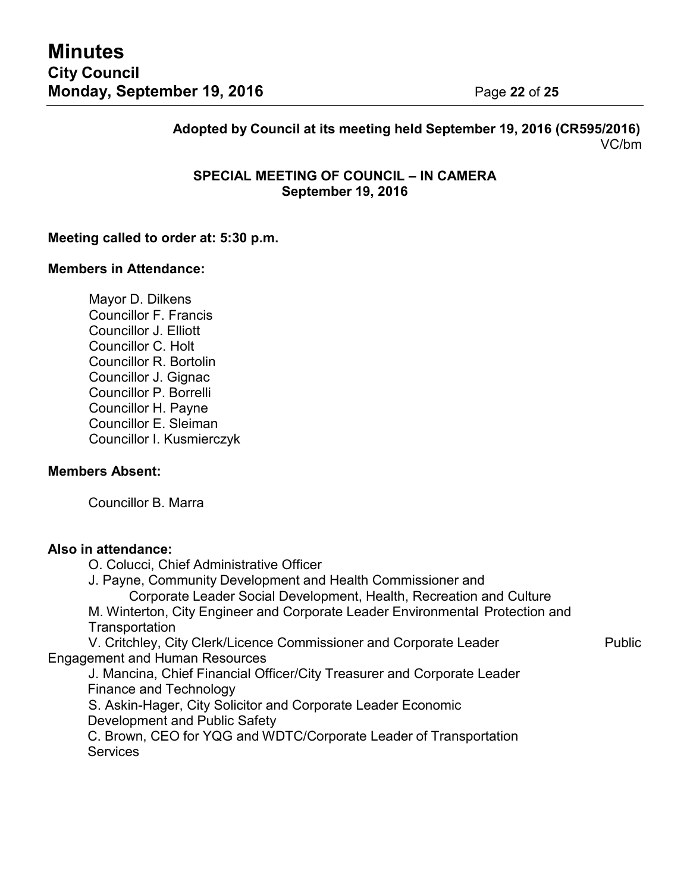**Adopted by Council at its meeting held September 19, 2016 (CR595/2016)**
VC/bm

**SPECIAL MEETING OF COUNCIL – IN CAMERA**
**September 19, 2016**

**Meeting called to order at: 5:30 p.m.**

**Members in Attendance:**

Mayor D. Dilkens
Councillor F. Francis
Councillor J. Elliott
Councillor C. Holt
Councillor R. Bortolin
Councillor J. Gignac
Councillor P. Borrelli
Councillor H. Payne
Councillor E. Sleiman
Councillor I. Kusmierczyk

**Members Absent:**

Councillor B. Marra

**Also in attendance:**

O. Colucci, Chief Administrative Officer
J. Payne, Community Development and Health Commissioner and Corporate Leader Social Development, Health, Recreation and Culture
M. Winterton, City Engineer and Corporate Leader Environmental Protection and Transportation
V. Critchley, City Clerk/Licence Commissioner and Corporate Leader Public Engagement and Human Resources
J. Mancina, Chief Financial Officer/City Treasurer and Corporate Leader Finance and Technology
S. Askin-Hager, City Solicitor and Corporate Leader Economic Development and Public Safety
C. Brown, CEO for YQG and WDTC/Corporate Leader of Transportation Services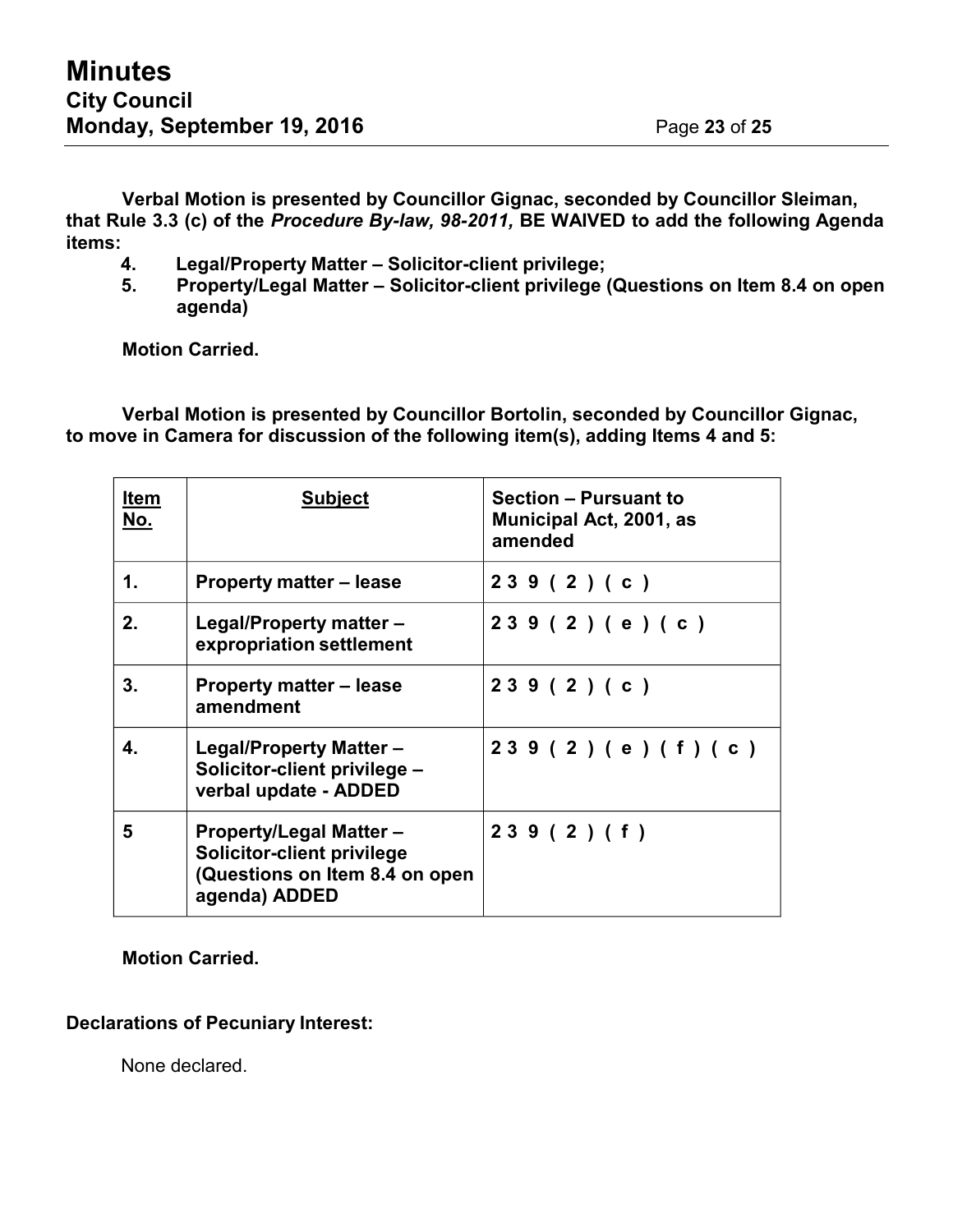**Verbal Motion is presented by Councillor Gignac, seconded by Councillor Sleiman, that Rule 3.3 (c) of the *Procedure By-law, 98-2011,* BE WAIVED to add the following Agenda items:**

4. **Legal/Property Matter – Solicitor-client privilege;**
5. **Property/Legal Matter – Solicitor-client privilege (Questions on Item 8.4 on open agenda)**

**Motion Carried.**

**Verbal Motion is presented by Councillor Bortolin, seconded by Councillor Gignac, to move in Camera for discussion of the following item(s), adding Items 4 and 5:**

| Item No. | Subject | Section – Pursuant to Municipal Act, 2001, as amended |
|---|---|---|
| 1. | Property matter – lease | 239(2)(c) |
| 2. | Legal/Property matter – expropriation settlement | 239(2)(e)(c) |
| 3. | Property matter – lease amendment | 239(2)(c) |
| 4. | Legal/Property Matter – Solicitor-client privilege – verbal update - ADDED | 239(2)(e)(f)(c) |
| 5 | Property/Legal Matter – Solicitor-client privilege (Questions on Item 8.4 on open agenda) ADDED | 239(2)(f) |

**Motion Carried.**

**Declarations of Pecuniary Interest:**

None declared.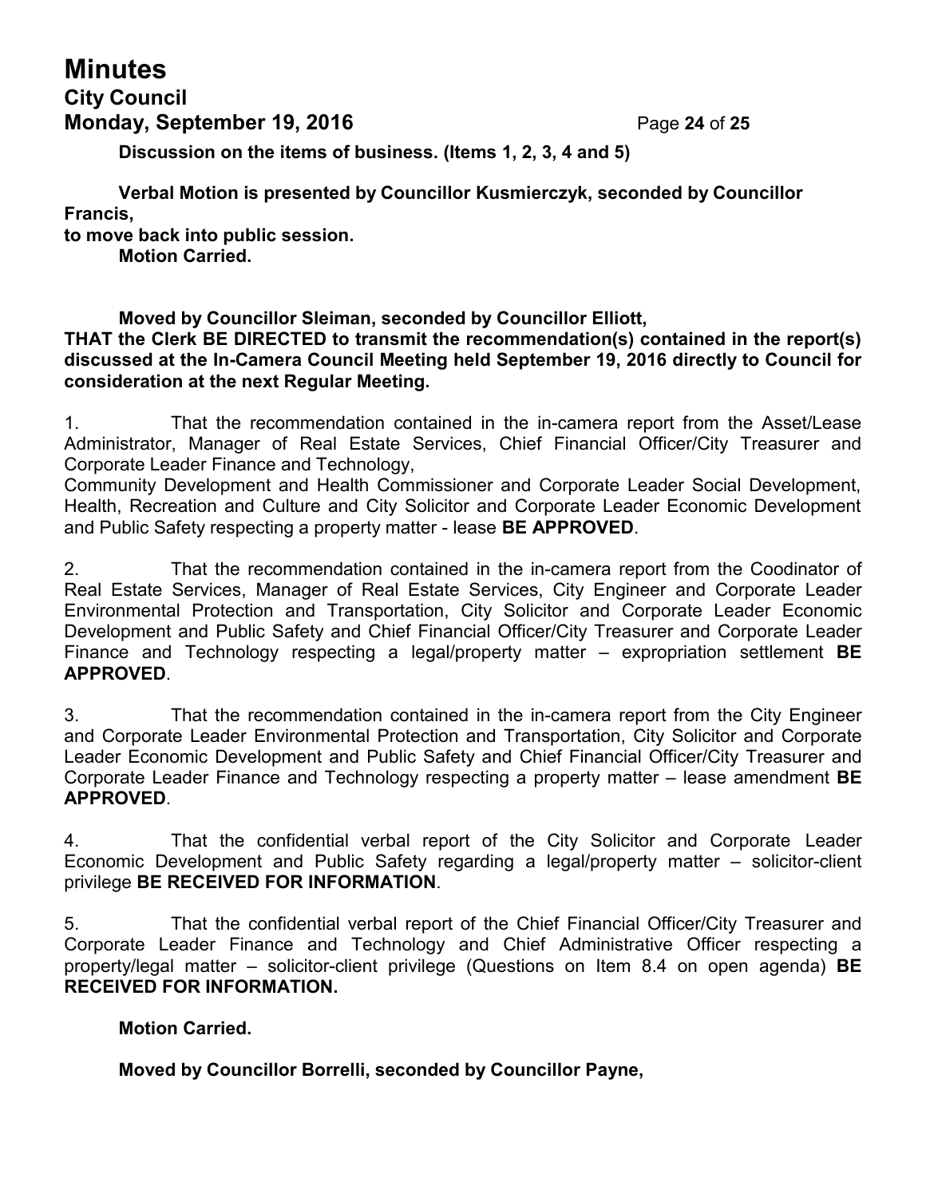**Discussion on the items of business. (Items 1, 2, 3, 4 and 5)**

**Verbal Motion is presented by Councillor Kusmierczyk, seconded by Councillor Francis,**
**to move back into public session.**
**Motion Carried.**

**Moved by Councillor Sleiman, seconded by Councillor Elliott,**
**THAT the Clerk BE DIRECTED to transmit the recommendation(s) contained in the report(s) discussed at the In-Camera Council Meeting held September 19, 2016 directly to Council for consideration at the next Regular Meeting.**

1. That the recommendation contained in the in-camera report from the Asset/Lease Administrator, Manager of Real Estate Services, Chief Financial Officer/City Treasurer and Corporate Leader Finance and Technology,
Community Development and Health Commissioner and Corporate Leader Social Development, Health, Recreation and Culture and City Solicitor and Corporate Leader Economic Development and Public Safety respecting a property matter - lease **BE APPROVED**.

2. That the recommendation contained in the in-camera report from the Coodinator of Real Estate Services, Manager of Real Estate Services, City Engineer and Corporate Leader Environmental Protection and Transportation, City Solicitor and Corporate Leader Economic Development and Public Safety and Chief Financial Officer/City Treasurer and Corporate Leader Finance and Technology respecting a legal/property matter – expropriation settlement **BE APPROVED**.

3. That the recommendation contained in the in-camera report from the City Engineer and Corporate Leader Environmental Protection and Transportation, City Solicitor and Corporate Leader Economic Development and Public Safety and Chief Financial Officer/City Treasurer and Corporate Leader Finance and Technology respecting a property matter – lease amendment **BE APPROVED**.

4. That the confidential verbal report of the City Solicitor and Corporate Leader Economic Development and Public Safety regarding a legal/property matter – solicitor-client privilege **BE RECEIVED FOR INFORMATION**.

5. That the confidential verbal report of the Chief Financial Officer/City Treasurer and Corporate Leader Finance and Technology and Chief Administrative Officer respecting a property/legal matter – solicitor-client privilege (Questions on Item 8.4 on open agenda) **BE RECEIVED FOR INFORMATION.**

**Motion Carried.**

**Moved by Councillor Borrelli, seconded by Councillor Payne,**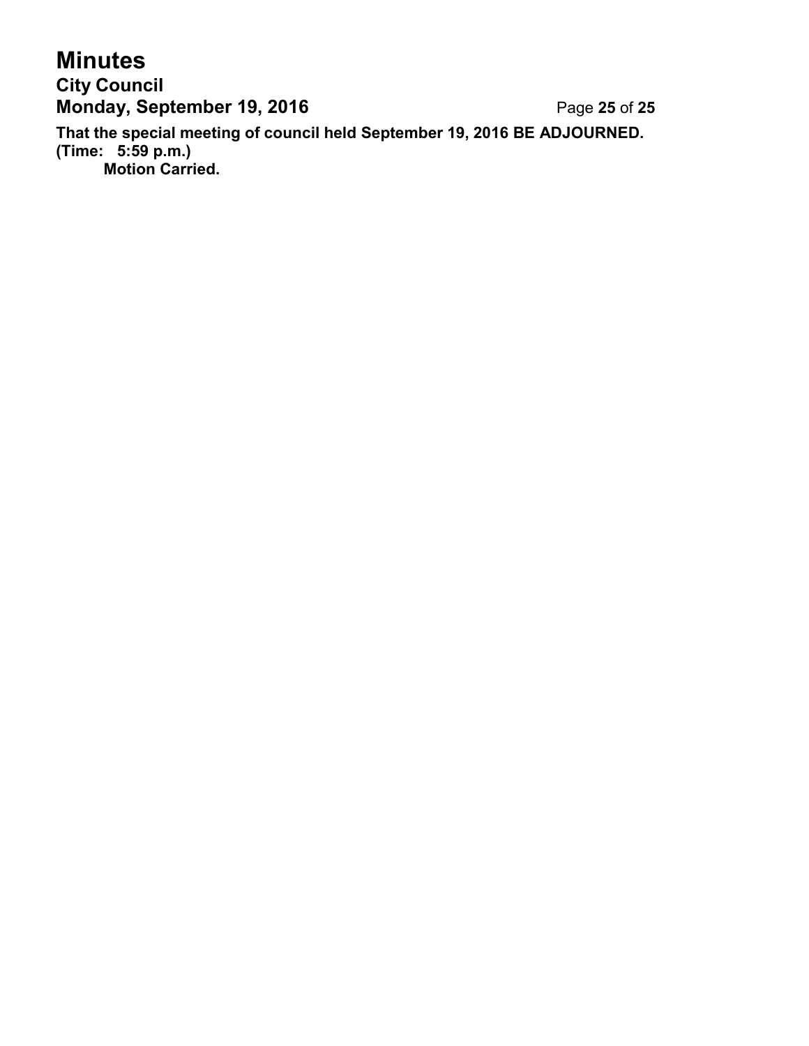**That the special meeting of council held September 19, 2016 BE ADJOURNED.**
**(Time: 5:59 p.m.)**

**Motion Carried.**